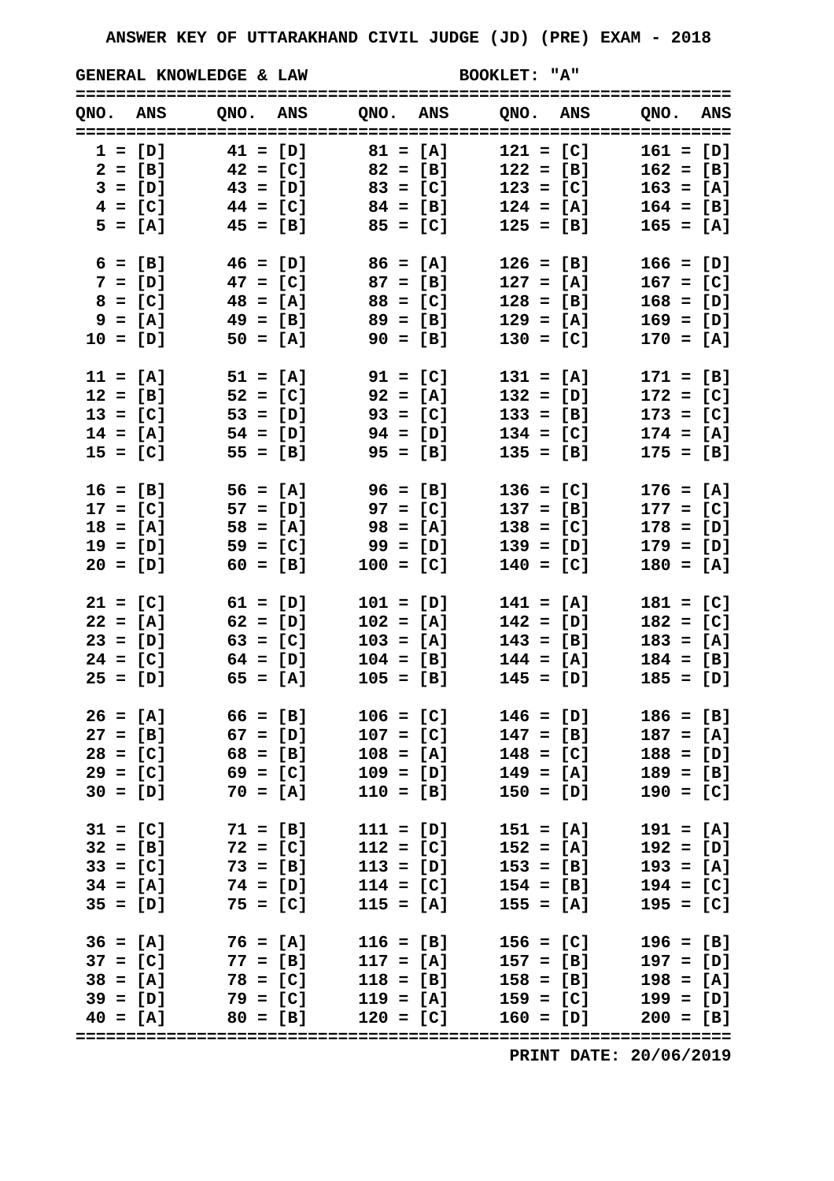# ANSWER KEY OF UTTARAKHAND CIVIL JUDGE (JD) (PRE) EXAM - 2018

**GENERAL KNOWLEDGE & LAW** **BOOKLET: "A"**

| QNO. | ANS | QNO. | ANS | QNO. | ANS | QNO. | ANS | QNO. | ANS |
|---|---|---|---|---|---|---|---|---|---|
| 1 | [D] | 41 | [D] | 81 | [A] | 121 | [C] | 161 | [D] |
| 2 | [B] | 42 | [C] | 82 | [B] | 122 | [B] | 162 | [B] |
| 3 | [D] | 43 | [D] | 83 | [C] | 123 | [C] | 163 | [A] |
| 4 | [C] | 44 | [C] | 84 | [B] | 124 | [A] | 164 | [B] |
| 5 | [A] | 45 | [B] | 85 | [C] | 125 | [B] | 165 | [A] |
| 6 | [B] | 46 | [D] | 86 | [A] | 126 | [B] | 166 | [D] |
| 7 | [D] | 47 | [C] | 87 | [B] | 127 | [A] | 167 | [C] |
| 8 | [C] | 48 | [A] | 88 | [C] | 128 | [B] | 168 | [D] |
| 9 | [A] | 49 | [B] | 89 | [B] | 129 | [A] | 169 | [D] |
| 10 | [D] | 50 | [A] | 90 | [B] | 130 | [C] | 170 | [A] |
| 11 | [A] | 51 | [A] | 91 | [C] | 131 | [A] | 171 | [B] |
| 12 | [B] | 52 | [C] | 92 | [A] | 132 | [D] | 172 | [C] |
| 13 | [C] | 53 | [D] | 93 | [C] | 133 | [B] | 173 | [C] |
| 14 | [A] | 54 | [D] | 94 | [D] | 134 | [C] | 174 | [A] |
| 15 | [C] | 55 | [B] | 95 | [B] | 135 | [B] | 175 | [B] |
| 16 | [B] | 56 | [A] | 96 | [B] | 136 | [C] | 176 | [A] |
| 17 | [C] | 57 | [D] | 97 | [C] | 137 | [B] | 177 | [C] |
| 18 | [A] | 58 | [A] | 98 | [A] | 138 | [C] | 178 | [D] |
| 19 | [D] | 59 | [C] | 99 | [D] | 139 | [D] | 179 | [D] |
| 20 | [D] | 60 | [B] | 100 | [C] | 140 | [C] | 180 | [A] |
| 21 | [C] | 61 | [D] | 101 | [D] | 141 | [A] | 181 | [C] |
| 22 | [A] | 62 | [D] | 102 | [A] | 142 | [D] | 182 | [C] |
| 23 | [D] | 63 | [C] | 103 | [A] | 143 | [B] | 183 | [A] |
| 24 | [C] | 64 | [D] | 104 | [B] | 144 | [A] | 184 | [B] |
| 25 | [D] | 65 | [A] | 105 | [B] | 145 | [D] | 185 | [D] |
| 26 | [A] | 66 | [B] | 106 | [C] | 146 | [D] | 186 | [B] |
| 27 | [B] | 67 | [D] | 107 | [C] | 147 | [B] | 187 | [A] |
| 28 | [C] | 68 | [B] | 108 | [A] | 148 | [C] | 188 | [D] |
| 29 | [C] | 69 | [C] | 109 | [D] | 149 | [A] | 189 | [B] |
| 30 | [D] | 70 | [A] | 110 | [B] | 150 | [D] | 190 | [C] |
| 31 | [C] | 71 | [B] | 111 | [D] | 151 | [A] | 191 | [A] |
| 32 | [B] | 72 | [C] | 112 | [C] | 152 | [A] | 192 | [D] |
| 33 | [C] | 73 | [B] | 113 | [D] | 153 | [B] | 193 | [A] |
| 34 | [A] | 74 | [D] | 114 | [C] | 154 | [B] | 194 | [C] |
| 35 | [D] | 75 | [C] | 115 | [A] | 155 | [A] | 195 | [C] |
| 36 | [A] | 76 | [A] | 116 | [B] | 156 | [C] | 196 | [B] |
| 37 | [C] | 77 | [B] | 117 | [A] | 157 | [B] | 197 | [D] |
| 38 | [A] | 78 | [C] | 118 | [B] | 158 | [B] | 198 | [A] |
| 39 | [D] | 79 | [C] | 119 | [A] | 159 | [C] | 199 | [D] |
| 40 | [A] | 80 | [B] | 120 | [C] | 160 | [D] | 200 | [B] |

**PRINT DATE: 20/06/2019**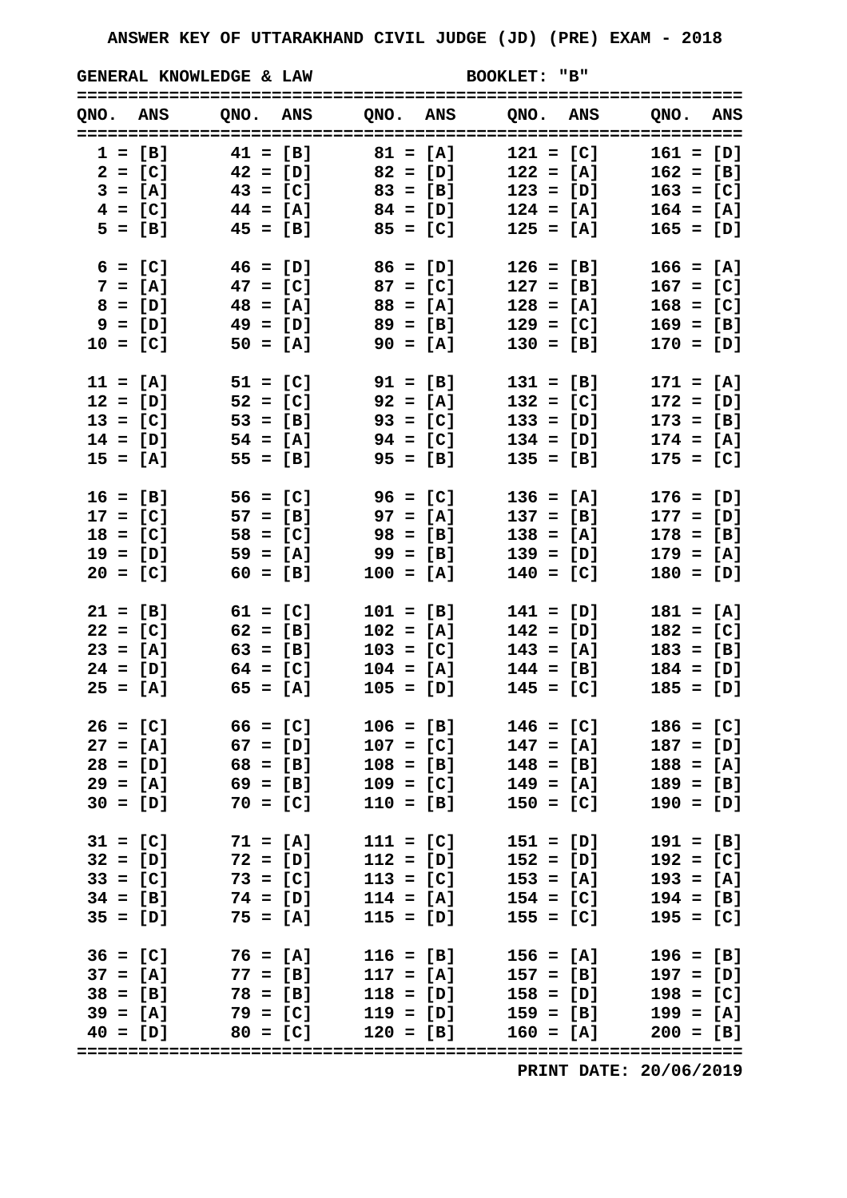# ANSWER KEY OF UTTARAKHAND CIVIL JUDGE (JD) (PRE) EXAM - 2018

**GENERAL KNOWLEDGE & LAW** &nbsp;&nbsp;&nbsp;&nbsp; **BOOKLET: "B"**

| QNO. | ANS | QNO. | ANS | QNO. | ANS | QNO. | ANS | QNO. | ANS |
|---|---|---|---|---|---|---|---|---|---|
| 1 | [B] | 41 | [B] | 81 | [A] | 121 | [C] | 161 | [D] |
| 2 | [C] | 42 | [D] | 82 | [D] | 122 | [A] | 162 | [B] |
| 3 | [A] | 43 | [C] | 83 | [B] | 123 | [D] | 163 | [C] |
| 4 | [C] | 44 | [A] | 84 | [D] | 124 | [A] | 164 | [A] |
| 5 | [B] | 45 | [B] | 85 | [C] | 125 | [A] | 165 | [D] |
| 6 | [C] | 46 | [D] | 86 | [D] | 126 | [B] | 166 | [A] |
| 7 | [A] | 47 | [C] | 87 | [C] | 127 | [B] | 167 | [C] |
| 8 | [D] | 48 | [A] | 88 | [A] | 128 | [A] | 168 | [C] |
| 9 | [D] | 49 | [D] | 89 | [B] | 129 | [C] | 169 | [B] |
| 10 | [C] | 50 | [A] | 90 | [A] | 130 | [B] | 170 | [D] |
| 11 | [A] | 51 | [C] | 91 | [B] | 131 | [B] | 171 | [A] |
| 12 | [D] | 52 | [C] | 92 | [A] | 132 | [C] | 172 | [D] |
| 13 | [C] | 53 | [B] | 93 | [C] | 133 | [D] | 173 | [B] |
| 14 | [D] | 54 | [A] | 94 | [C] | 134 | [D] | 174 | [A] |
| 15 | [A] | 55 | [B] | 95 | [B] | 135 | [B] | 175 | [C] |
| 16 | [B] | 56 | [C] | 96 | [C] | 136 | [A] | 176 | [D] |
| 17 | [C] | 57 | [B] | 97 | [A] | 137 | [B] | 177 | [D] |
| 18 | [C] | 58 | [C] | 98 | [B] | 138 | [A] | 178 | [B] |
| 19 | [D] | 59 | [A] | 99 | [B] | 139 | [D] | 179 | [A] |
| 20 | [C] | 60 | [B] | 100 | [A] | 140 | [C] | 180 | [D] |
| 21 | [B] | 61 | [C] | 101 | [B] | 141 | [D] | 181 | [A] |
| 22 | [C] | 62 | [B] | 102 | [A] | 142 | [D] | 182 | [C] |
| 23 | [A] | 63 | [B] | 103 | [C] | 143 | [A] | 183 | [B] |
| 24 | [D] | 64 | [C] | 104 | [A] | 144 | [B] | 184 | [D] |
| 25 | [A] | 65 | [A] | 105 | [D] | 145 | [C] | 185 | [D] |
| 26 | [C] | 66 | [C] | 106 | [B] | 146 | [C] | 186 | [C] |
| 27 | [A] | 67 | [D] | 107 | [C] | 147 | [A] | 187 | [D] |
| 28 | [D] | 68 | [B] | 108 | [B] | 148 | [B] | 188 | [A] |
| 29 | [A] | 69 | [B] | 109 | [C] | 149 | [A] | 189 | [B] |
| 30 | [D] | 70 | [C] | 110 | [B] | 150 | [C] | 190 | [D] |
| 31 | [C] | 71 | [A] | 111 | [C] | 151 | [D] | 191 | [B] |
| 32 | [D] | 72 | [D] | 112 | [D] | 152 | [D] | 192 | [C] |
| 33 | [C] | 73 | [C] | 113 | [C] | 153 | [A] | 193 | [A] |
| 34 | [B] | 74 | [D] | 114 | [A] | 154 | [C] | 194 | [B] |
| 35 | [D] | 75 | [A] | 115 | [D] | 155 | [C] | 195 | [C] |
| 36 | [C] | 76 | [A] | 116 | [B] | 156 | [A] | 196 | [B] |
| 37 | [A] | 77 | [B] | 117 | [A] | 157 | [B] | 197 | [D] |
| 38 | [B] | 78 | [B] | 118 | [D] | 158 | [D] | 198 | [C] |
| 39 | [A] | 79 | [C] | 119 | [D] | 159 | [B] | 199 | [A] |
| 40 | [D] | 80 | [C] | 120 | [B] | 160 | [A] | 200 | [B] |

**PRINT DATE: 20/06/2019**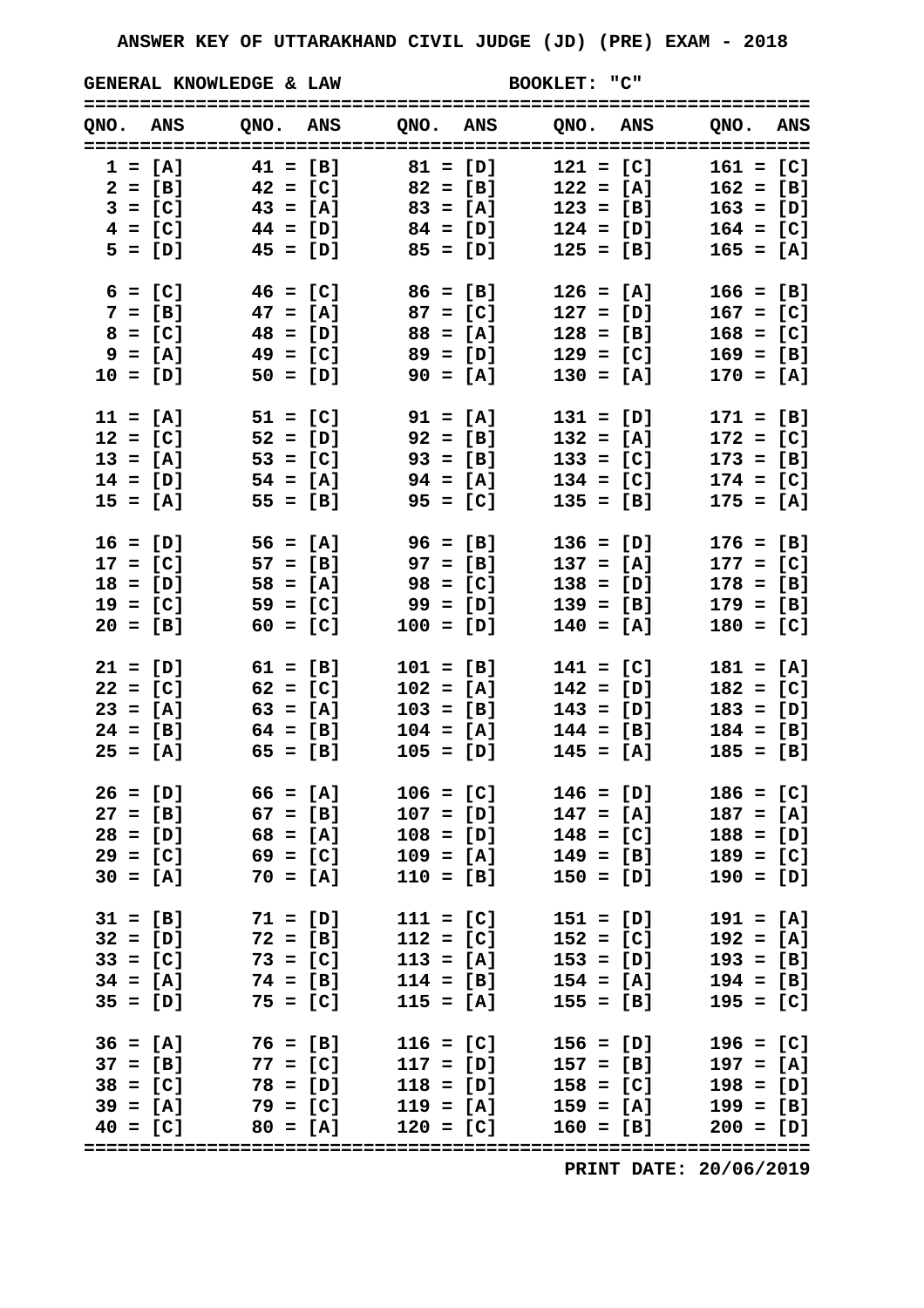# ANSWER KEY OF UTTARAKHAND CIVIL JUDGE (JD) (PRE) EXAM - 2018

**GENERAL KNOWLEDGE & LAW** — **BOOKLET: "C"**

| QNO. | ANS | QNO. | ANS | QNO. | ANS | QNO. | ANS | QNO. | ANS |
|---|---|---|---|---|---|---|---|---|---|
| 1 | [A] | 41 | [B] | 81 | [D] | 121 | [C] | 161 | [C] |
| 2 | [B] | 42 | [C] | 82 | [B] | 122 | [A] | 162 | [B] |
| 3 | [C] | 43 | [A] | 83 | [A] | 123 | [B] | 163 | [D] |
| 4 | [C] | 44 | [D] | 84 | [D] | 124 | [D] | 164 | [C] |
| 5 | [D] | 45 | [D] | 85 | [D] | 125 | [B] | 165 | [A] |
| 6 | [C] | 46 | [C] | 86 | [B] | 126 | [A] | 166 | [B] |
| 7 | [B] | 47 | [A] | 87 | [C] | 127 | [D] | 167 | [C] |
| 8 | [C] | 48 | [D] | 88 | [A] | 128 | [B] | 168 | [C] |
| 9 | [A] | 49 | [C] | 89 | [D] | 129 | [C] | 169 | [B] |
| 10 | [D] | 50 | [D] | 90 | [A] | 130 | [A] | 170 | [A] |
| 11 | [A] | 51 | [C] | 91 | [A] | 131 | [D] | 171 | [B] |
| 12 | [C] | 52 | [D] | 92 | [B] | 132 | [A] | 172 | [C] |
| 13 | [A] | 53 | [C] | 93 | [B] | 133 | [C] | 173 | [B] |
| 14 | [D] | 54 | [A] | 94 | [A] | 134 | [C] | 174 | [C] |
| 15 | [A] | 55 | [B] | 95 | [C] | 135 | [B] | 175 | [A] |
| 16 | [D] | 56 | [A] | 96 | [B] | 136 | [D] | 176 | [B] |
| 17 | [C] | 57 | [B] | 97 | [B] | 137 | [A] | 177 | [C] |
| 18 | [D] | 58 | [A] | 98 | [C] | 138 | [D] | 178 | [B] |
| 19 | [C] | 59 | [C] | 99 | [D] | 139 | [B] | 179 | [B] |
| 20 | [B] | 60 | [C] | 100 | [D] | 140 | [A] | 180 | [C] |
| 21 | [D] | 61 | [B] | 101 | [B] | 141 | [C] | 181 | [A] |
| 22 | [C] | 62 | [C] | 102 | [A] | 142 | [D] | 182 | [C] |
| 23 | [A] | 63 | [A] | 103 | [B] | 143 | [D] | 183 | [D] |
| 24 | [B] | 64 | [B] | 104 | [A] | 144 | [B] | 184 | [B] |
| 25 | [A] | 65 | [B] | 105 | [D] | 145 | [A] | 185 | [B] |
| 26 | [D] | 66 | [A] | 106 | [C] | 146 | [D] | 186 | [C] |
| 27 | [B] | 67 | [B] | 107 | [D] | 147 | [A] | 187 | [A] |
| 28 | [D] | 68 | [A] | 108 | [D] | 148 | [C] | 188 | [D] |
| 29 | [C] | 69 | [C] | 109 | [A] | 149 | [B] | 189 | [C] |
| 30 | [A] | 70 | [A] | 110 | [B] | 150 | [D] | 190 | [D] |
| 31 | [B] | 71 | [D] | 111 | [C] | 151 | [D] | 191 | [A] |
| 32 | [D] | 72 | [B] | 112 | [C] | 152 | [C] | 192 | [A] |
| 33 | [C] | 73 | [C] | 113 | [A] | 153 | [D] | 193 | [B] |
| 34 | [A] | 74 | [B] | 114 | [B] | 154 | [A] | 194 | [B] |
| 35 | [D] | 75 | [C] | 115 | [A] | 155 | [B] | 195 | [C] |
| 36 | [A] | 76 | [B] | 116 | [C] | 156 | [D] | 196 | [C] |
| 37 | [B] | 77 | [C] | 117 | [D] | 157 | [B] | 197 | [A] |
| 38 | [C] | 78 | [D] | 118 | [D] | 158 | [C] | 198 | [D] |
| 39 | [A] | 79 | [C] | 119 | [A] | 159 | [A] | 199 | [B] |
| 40 | [C] | 80 | [A] | 120 | [C] | 160 | [B] | 200 | [D] |

**PRINT DATE: 20/06/2019**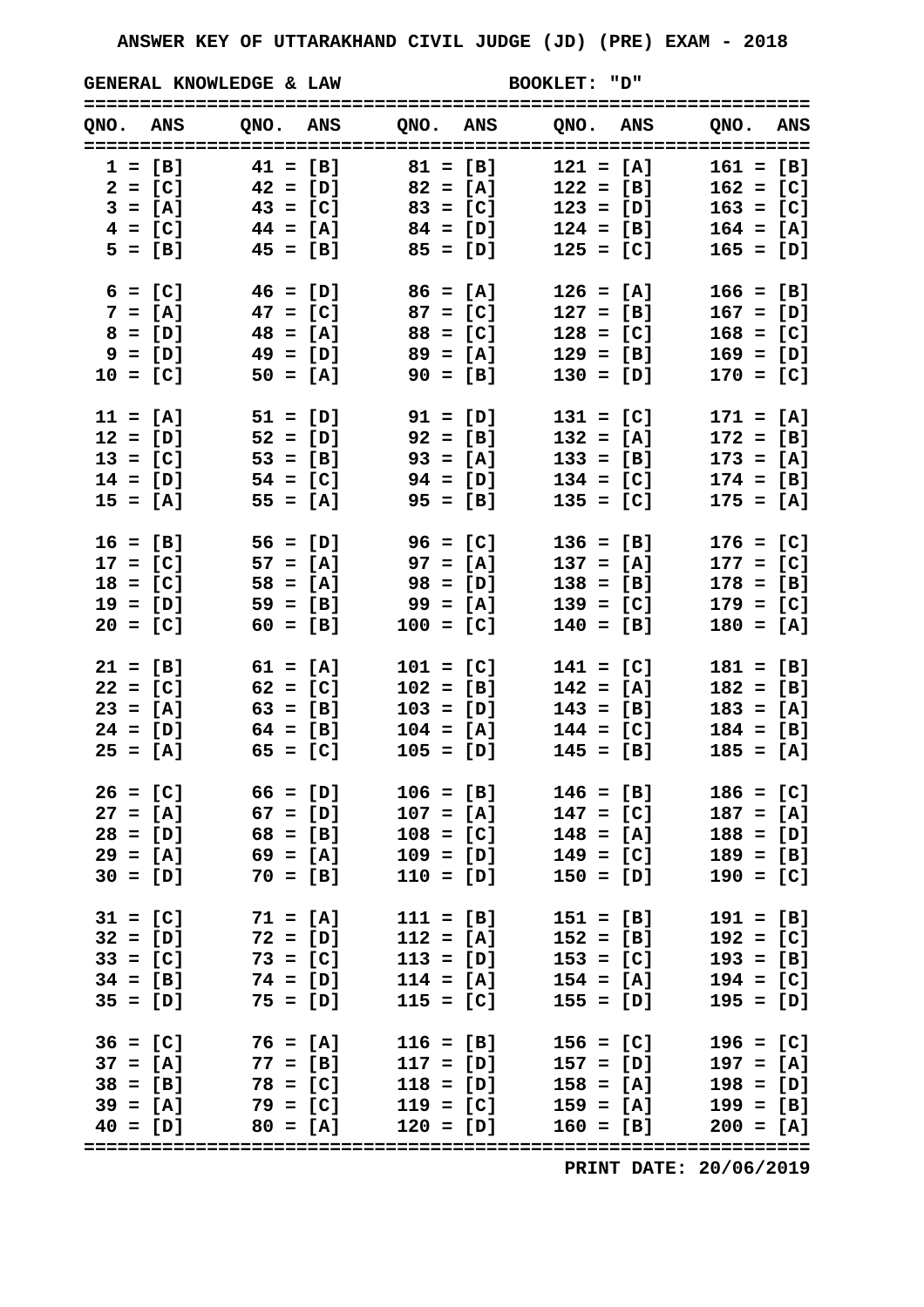# ANSWER KEY OF UTTARAKHAND CIVIL JUDGE (JD) (PRE) EXAM - 2018

**GENERAL KNOWLEDGE & LAW** **BOOKLET: "D"**

| QNO. | ANS | QNO. | ANS | QNO. | ANS | QNO. | ANS | QNO. | ANS |
|---|---|---|---|---|---|---|---|---|---|
| 1 | [B] | 41 | [B] | 81 | [B] | 121 | [A] | 161 | [B] |
| 2 | [C] | 42 | [D] | 82 | [A] | 122 | [B] | 162 | [C] |
| 3 | [A] | 43 | [C] | 83 | [C] | 123 | [D] | 163 | [C] |
| 4 | [C] | 44 | [A] | 84 | [D] | 124 | [B] | 164 | [A] |
| 5 | [B] | 45 | [B] | 85 | [D] | 125 | [C] | 165 | [D] |
| 6 | [C] | 46 | [D] | 86 | [A] | 126 | [A] | 166 | [B] |
| 7 | [A] | 47 | [C] | 87 | [C] | 127 | [B] | 167 | [D] |
| 8 | [D] | 48 | [A] | 88 | [C] | 128 | [C] | 168 | [C] |
| 9 | [D] | 49 | [D] | 89 | [A] | 129 | [B] | 169 | [D] |
| 10 | [C] | 50 | [A] | 90 | [B] | 130 | [D] | 170 | [C] |
| 11 | [A] | 51 | [D] | 91 | [D] | 131 | [C] | 171 | [A] |
| 12 | [D] | 52 | [D] | 92 | [B] | 132 | [A] | 172 | [B] |
| 13 | [C] | 53 | [B] | 93 | [A] | 133 | [B] | 173 | [A] |
| 14 | [D] | 54 | [C] | 94 | [D] | 134 | [C] | 174 | [B] |
| 15 | [A] | 55 | [A] | 95 | [B] | 135 | [C] | 175 | [A] |
| 16 | [B] | 56 | [D] | 96 | [C] | 136 | [B] | 176 | [C] |
| 17 | [C] | 57 | [A] | 97 | [A] | 137 | [A] | 177 | [C] |
| 18 | [C] | 58 | [A] | 98 | [D] | 138 | [B] | 178 | [B] |
| 19 | [D] | 59 | [B] | 99 | [A] | 139 | [C] | 179 | [C] |
| 20 | [C] | 60 | [B] | 100 | [C] | 140 | [B] | 180 | [A] |
| 21 | [B] | 61 | [A] | 101 | [C] | 141 | [C] | 181 | [B] |
| 22 | [C] | 62 | [C] | 102 | [B] | 142 | [A] | 182 | [B] |
| 23 | [A] | 63 | [B] | 103 | [D] | 143 | [B] | 183 | [A] |
| 24 | [D] | 64 | [B] | 104 | [A] | 144 | [C] | 184 | [B] |
| 25 | [A] | 65 | [C] | 105 | [D] | 145 | [B] | 185 | [A] |
| 26 | [C] | 66 | [D] | 106 | [B] | 146 | [B] | 186 | [C] |
| 27 | [A] | 67 | [D] | 107 | [A] | 147 | [C] | 187 | [A] |
| 28 | [D] | 68 | [B] | 108 | [C] | 148 | [A] | 188 | [D] |
| 29 | [A] | 69 | [A] | 109 | [D] | 149 | [C] | 189 | [B] |
| 30 | [D] | 70 | [B] | 110 | [D] | 150 | [D] | 190 | [C] |
| 31 | [C] | 71 | [A] | 111 | [B] | 151 | [B] | 191 | [B] |
| 32 | [D] | 72 | [D] | 112 | [A] | 152 | [B] | 192 | [C] |
| 33 | [C] | 73 | [C] | 113 | [D] | 153 | [C] | 193 | [B] |
| 34 | [B] | 74 | [D] | 114 | [A] | 154 | [A] | 194 | [C] |
| 35 | [D] | 75 | [D] | 115 | [C] | 155 | [D] | 195 | [D] |
| 36 | [C] | 76 | [A] | 116 | [B] | 156 | [C] | 196 | [C] |
| 37 | [A] | 77 | [B] | 117 | [D] | 157 | [D] | 197 | [A] |
| 38 | [B] | 78 | [C] | 118 | [D] | 158 | [A] | 198 | [D] |
| 39 | [A] | 79 | [C] | 119 | [C] | 159 | [A] | 199 | [B] |
| 40 | [D] | 80 | [A] | 120 | [D] | 160 | [B] | 200 | [A] |

**PRINT DATE: 20/06/2019**